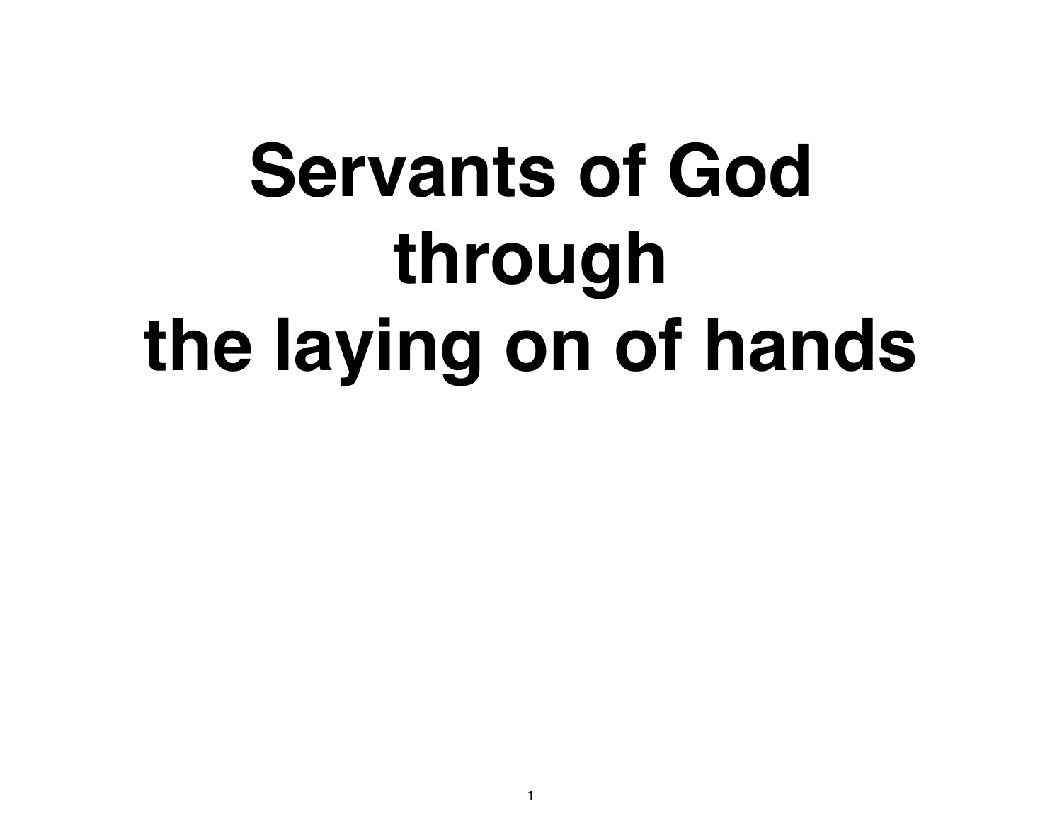# Servants of God through the laying on of hands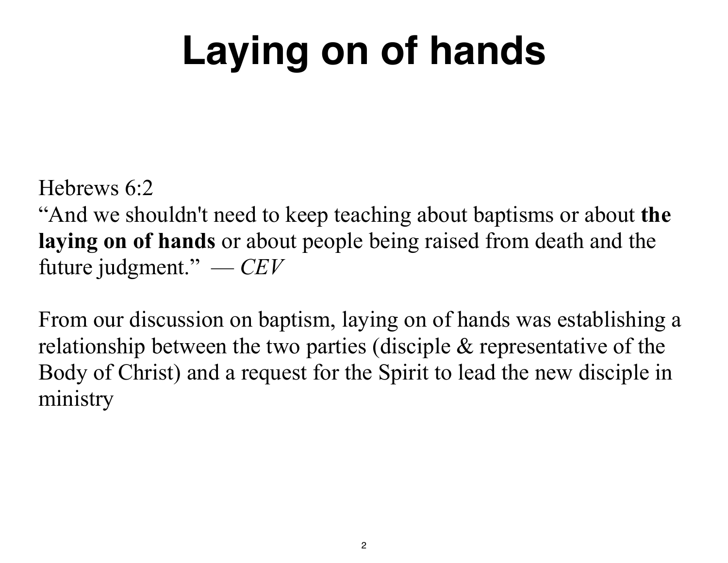# Laying on of hands

Hebrews 6:2
"And we shouldn't need to keep teaching about baptisms or about **the laying on of hands** or about people being raised from death and the future judgment." — *CEV*

From our discussion on baptism, laying on of hands was establishing a relationship between the two parties (disciple & representative of the Body of Christ) and a request for the Spirit to lead the new disciple in ministry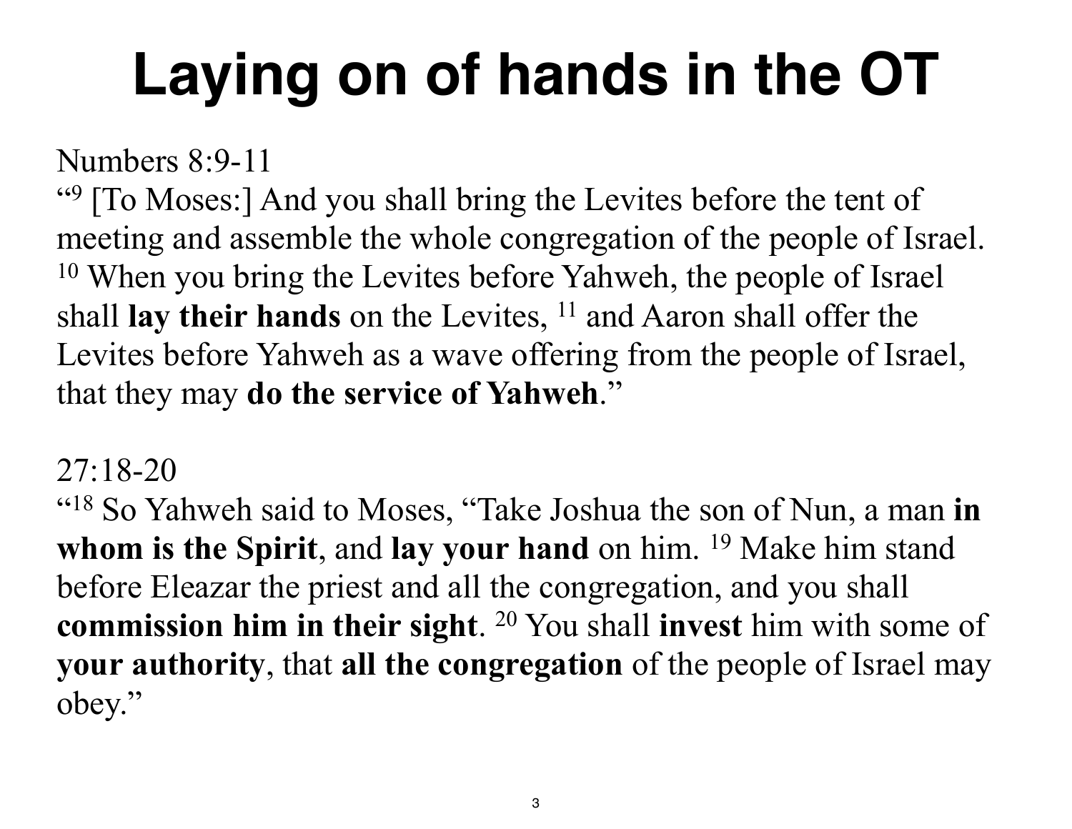# Laying on of hands in the OT

Numbers 8:9-11

"[9] [To Moses:] And you shall bring the Levites before the tent of meeting and assemble the whole congregation of the people of Israel. [10] When you bring the Levites before Yahweh, the people of Israel shall **lay their hands** on the Levites, [11] and Aaron shall offer the Levites before Yahweh as a wave offering from the people of Israel, that they may **do the service of Yahweh**."

27:18-20

"[18] So Yahweh said to Moses, "Take Joshua the son of Nun, a man **in whom is the Spirit**, and **lay your hand** on him. [19] Make him stand before Eleazar the priest and all the congregation, and you shall **commission him in their sight**. [20] You shall **invest** him with some of **your authority**, that **all the congregation** of the people of Israel may obey."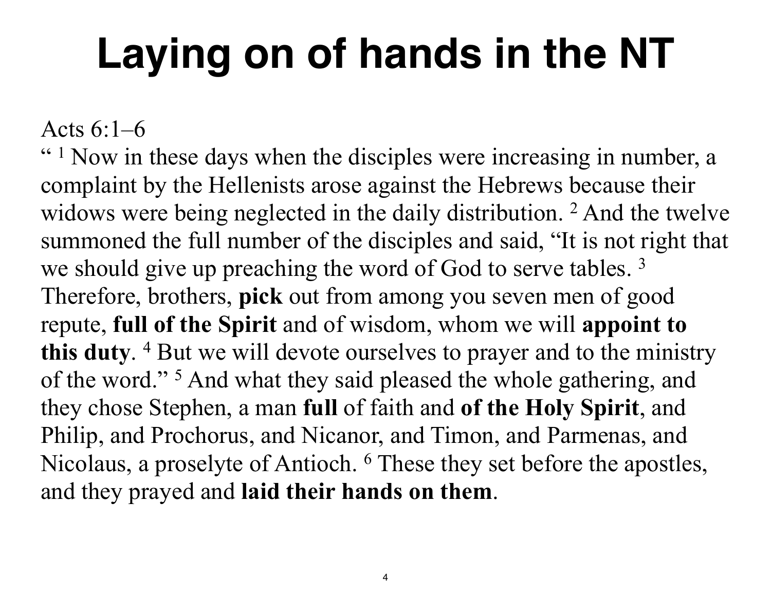# Laying on of hands in the NT

Acts 6:1–6

“ [1] Now in these days when the disciples were increasing in number, a complaint by the Hellenists arose against the Hebrews because their widows were being neglected in the daily distribution. [2] And the twelve summoned the full number of the disciples and said, “It is not right that we should give up preaching the word of God to serve tables. [3] Therefore, brothers, **pick** out from among you seven men of good repute, **full of the Spirit** and of wisdom, whom we will **appoint to this duty**. [4] But we will devote ourselves to prayer and to the ministry of the word.” [5] And what they said pleased the whole gathering, and they chose Stephen, a man **full** of faith and **of the Holy Spirit**, and Philip, and Prochorus, and Nicanor, and Timon, and Parmenas, and Nicolaus, a proselyte of Antioch. [6] These they set before the apostles, and they prayed and **laid their hands on them**.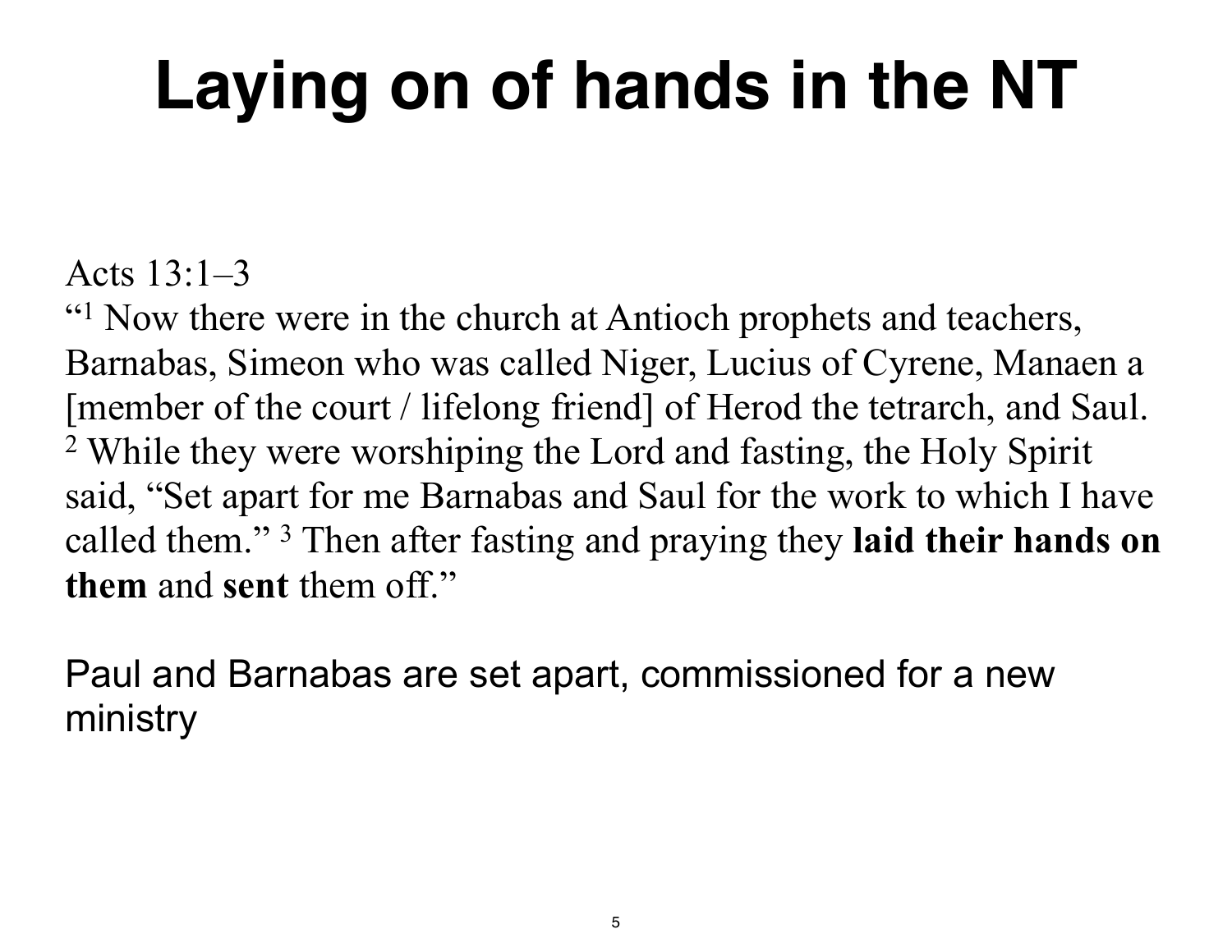# Laying on of hands in the NT

Acts 13:1–3

"[1] Now there were in the church at Antioch prophets and teachers, Barnabas, Simeon who was called Niger, Lucius of Cyrene, Manaen a [member of the court / lifelong friend] of Herod the tetrarch, and Saul. [2] While they were worshiping the Lord and fasting, the Holy Spirit said, "Set apart for me Barnabas and Saul for the work to which I have called them." [3] Then after fasting and praying they **laid their hands on them** and **sent** them off."

Paul and Barnabas are set apart, commissioned for a new ministry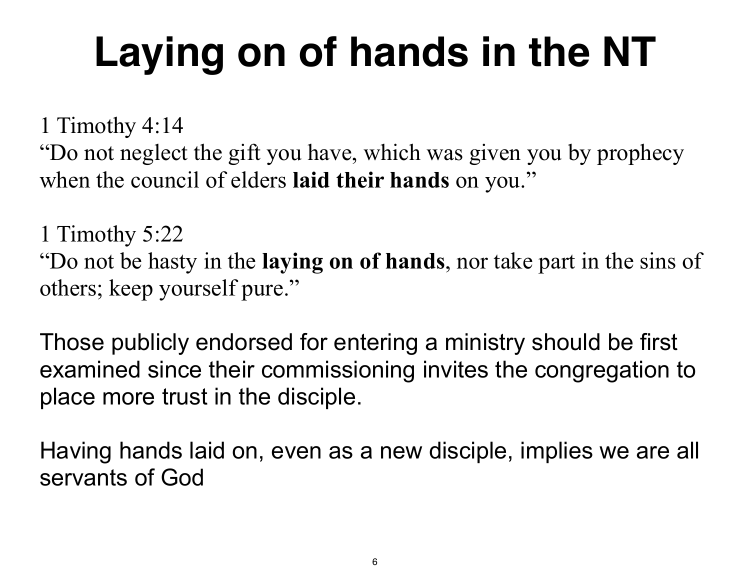# Laying on of hands in the NT

1 Timothy 4:14
“Do not neglect the gift you have, which was given you by prophecy when the council of elders **laid their hands** on you.”

1 Timothy 5:22
“Do not be hasty in the **laying on of hands**, nor take part in the sins of others; keep yourself pure.”

Those publicly endorsed for entering a ministry should be first examined since their commissioning invites the congregation to place more trust in the disciple.

Having hands laid on, even as a new disciple, implies we are all servants of God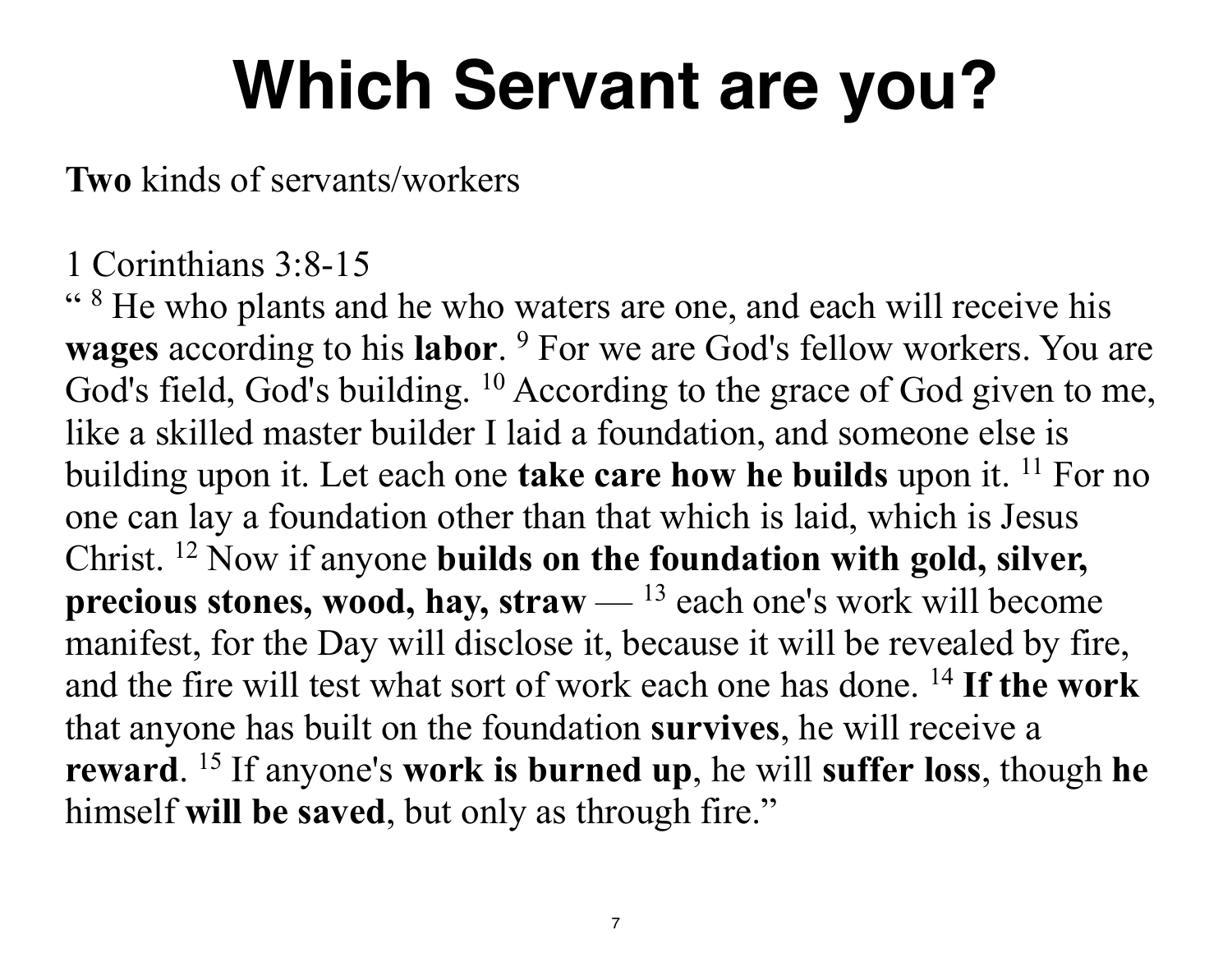# Which Servant are you?

**Two** kinds of servants/workers

1 Corinthians 3:8-15

“ [8] He who plants and he who waters are one, and each will receive his **wages** according to his **labor**. [9] For we are God's fellow workers. You are God's field, God's building. [10] According to the grace of God given to me, like a skilled master builder I laid a foundation, and someone else is building upon it. Let each one **take care how he builds** upon it. [11] For no one can lay a foundation other than that which is laid, which is Jesus Christ. [12] Now if anyone **builds on the foundation with gold, silver, precious stones, wood, hay, straw** — [13] each one's work will become manifest, for the Day will disclose it, because it will be revealed by fire, and the fire will test what sort of work each one has done. [14] **If the work** that anyone has built on the foundation **survives**, he will receive a **reward**. [15] If anyone's **work is burned up**, he will **suffer loss**, though **he** himself **will be saved**, but only as through fire.”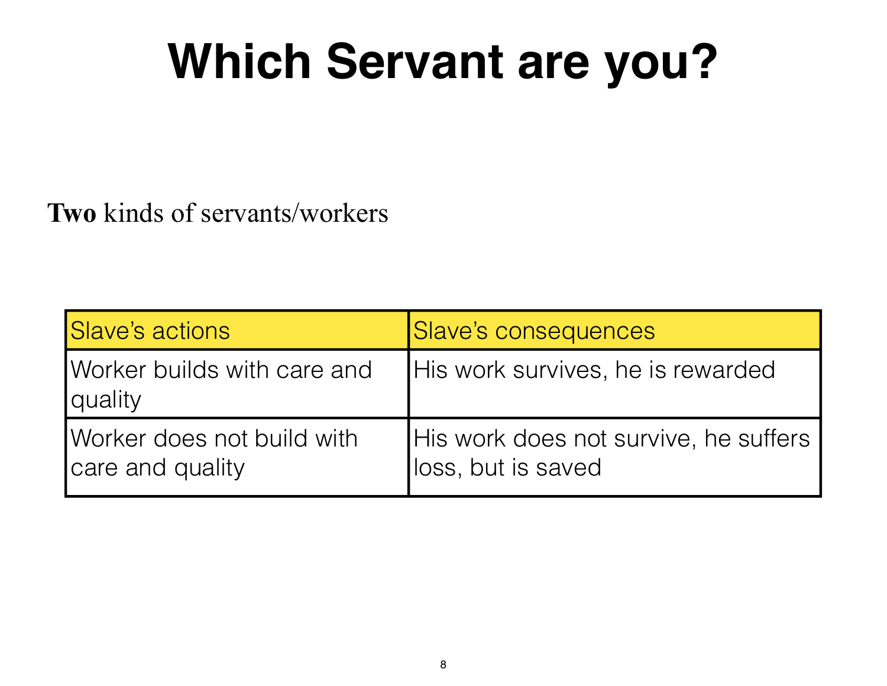# Which Servant are you?

**Two** kinds of servants/workers

| Slave's actions | Slave's consequences |
| --- | --- |
| Worker builds with care and quality | His work survives, he is rewarded |
| Worker does not build with care and quality | His work does not survive, he suffers loss, but is saved |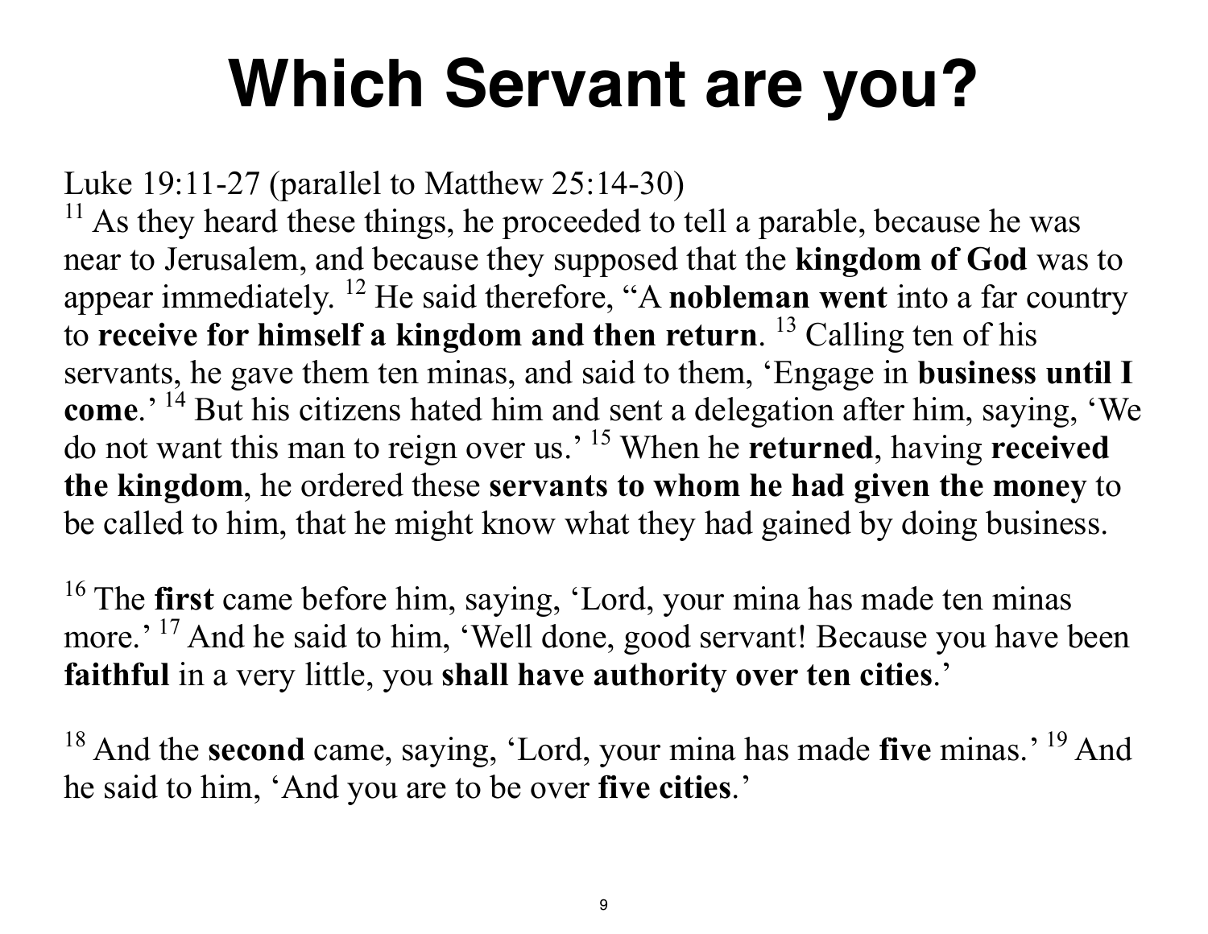# Which Servant are you?

Luke 19:11-27 (parallel to Matthew 25:14-30)
[11] As they heard these things, he proceeded to tell a parable, because he was near to Jerusalem, and because they supposed that the **kingdom of God** was to appear immediately. [12] He said therefore, "A **nobleman went** into a far country to **receive for himself a kingdom and then return**. [13] Calling ten of his servants, he gave them ten minas, and said to them, 'Engage in **business until I come**.' [14] But his citizens hated him and sent a delegation after him, saying, 'We do not want this man to reign over us.' [15] When he **returned**, having **received the kingdom**, he ordered these **servants to whom he had given the money** to be called to him, that he might know what they had gained by doing business.

[16] The **first** came before him, saying, 'Lord, your mina has made ten minas more.' [17] And he said to him, 'Well done, good servant! Because you have been **faithful** in a very little, you **shall have authority over ten cities**.'

[18] And the **second** came, saying, 'Lord, your mina has made **five** minas.' [19] And he said to him, 'And you are to be over **five cities**.'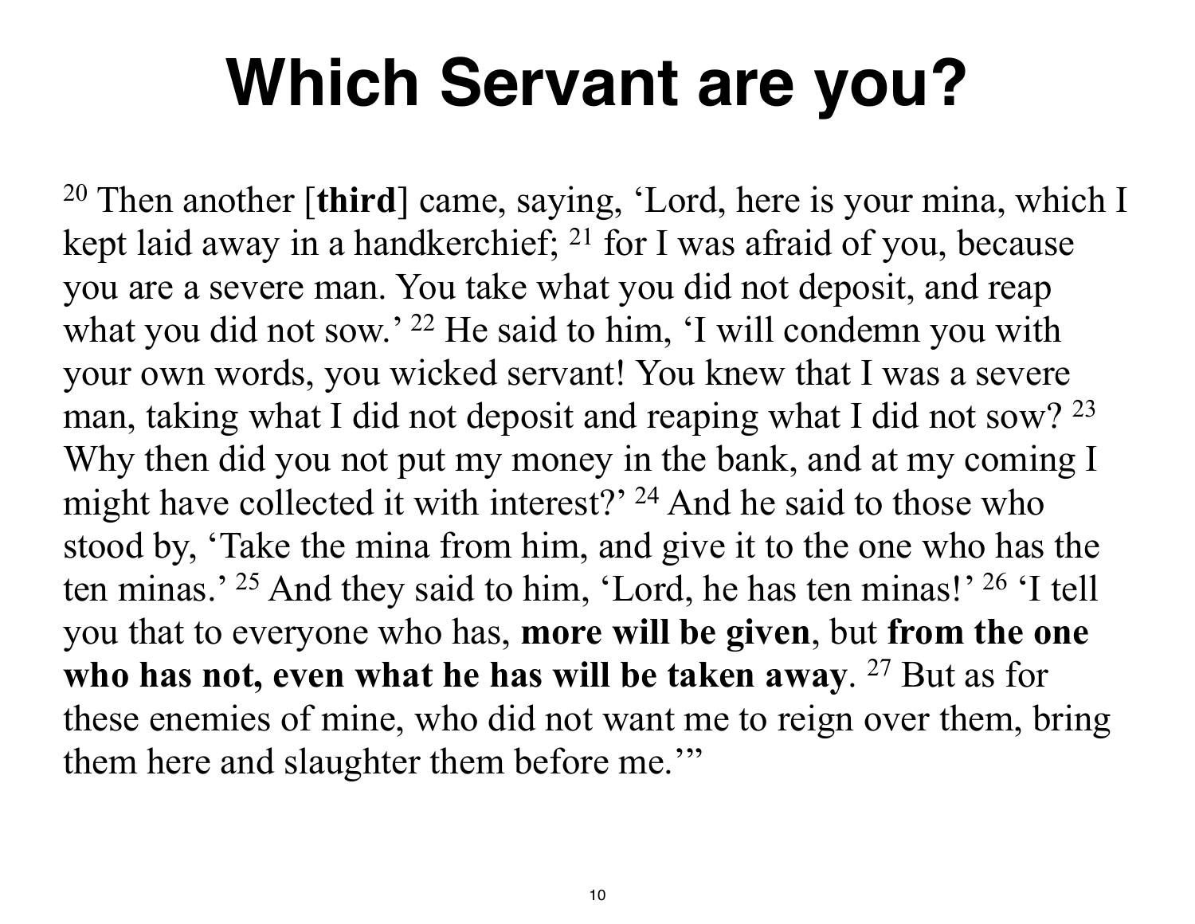# Which Servant are you?

[20] Then another [**third**] came, saying, 'Lord, here is your mina, which I kept laid away in a handkerchief; [21] for I was afraid of you, because you are a severe man. You take what you did not deposit, and reap what you did not sow.' [22] He said to him, 'I will condemn you with your own words, you wicked servant! You knew that I was a severe man, taking what I did not deposit and reaping what I did not sow? [23] Why then did you not put my money in the bank, and at my coming I might have collected it with interest?' [24] And he said to those who stood by, 'Take the mina from him, and give it to the one who has the ten minas.' [25] And they said to him, 'Lord, he has ten minas!' [26] 'I tell you that to everyone who has, **more will be given**, but **from the one who has not, even what he has will be taken away**. [27] But as for these enemies of mine, who did not want me to reign over them, bring them here and slaughter them before me.'"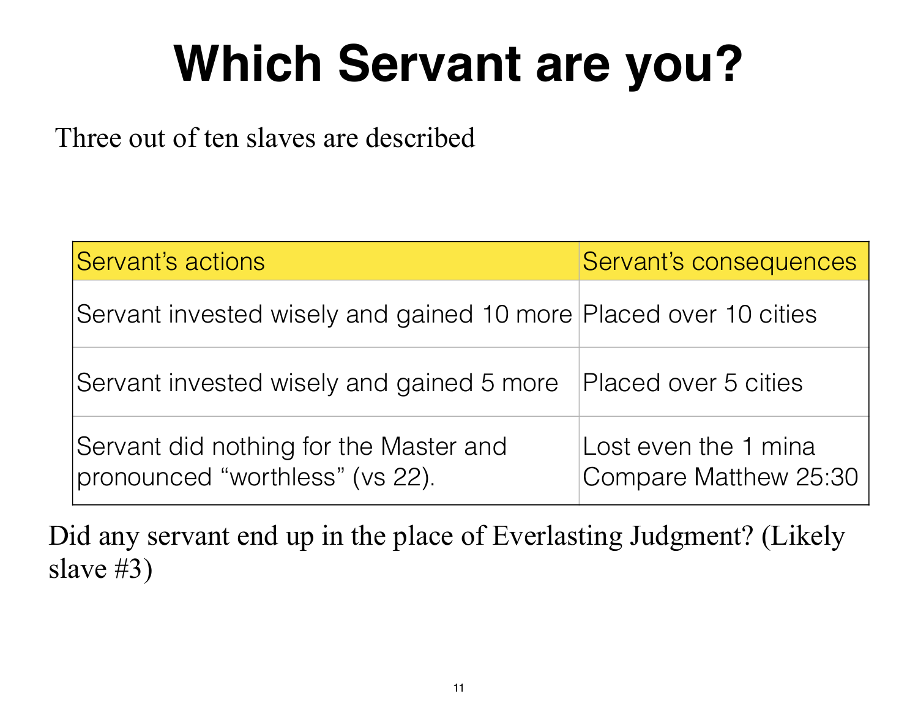# Which Servant are you?

Three out of ten slaves are described

| Servant's actions | Servant's consequences |
| --- | --- |
| Servant invested wisely and gained 10 more | Placed over 10 cities |
| Servant invested wisely and gained 5 more | Placed over 5 cities |
| Servant did nothing for the Master and pronounced "worthless" (vs 22). | Lost even the 1 mina Compare Matthew 25:30 |

Did any servant end up in the place of Everlasting Judgment? (Likely slave #3)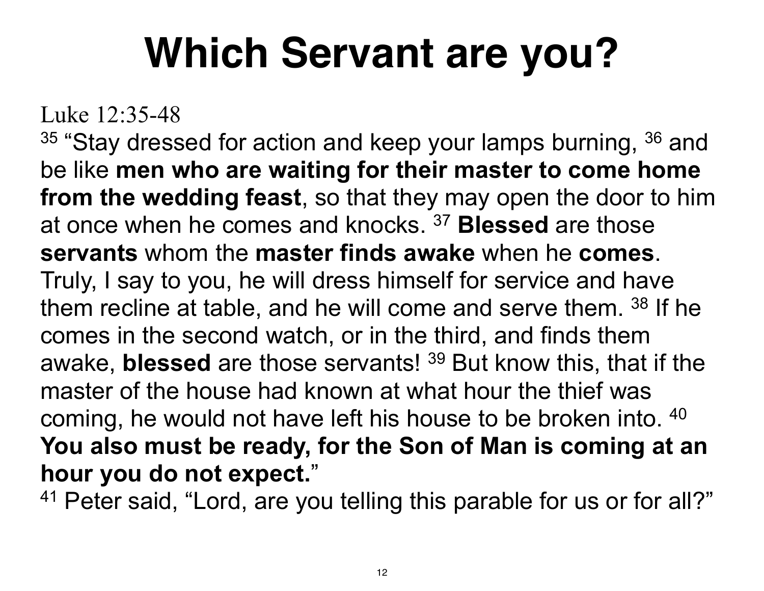# Which Servant are you?

Luke 12:35-48

[35] "Stay dressed for action and keep your lamps burning, [36] and be like **men who are waiting for their master to come home from the wedding feast**, so that they may open the door to him at once when he comes and knocks. [37] **Blessed** are those **servants** whom the **master finds awake** when he **comes**. Truly, I say to you, he will dress himself for service and have them recline at table, and he will come and serve them. [38] If he comes in the second watch, or in the third, and finds them awake, **blessed** are those servants! [39] But know this, that if the master of the house had known at what hour the thief was coming, he would not have left his house to be broken into. [40] **You also must be ready, for the Son of Man is coming at an hour you do not expect.**"

[41] Peter said, "Lord, are you telling this parable for us or for all?"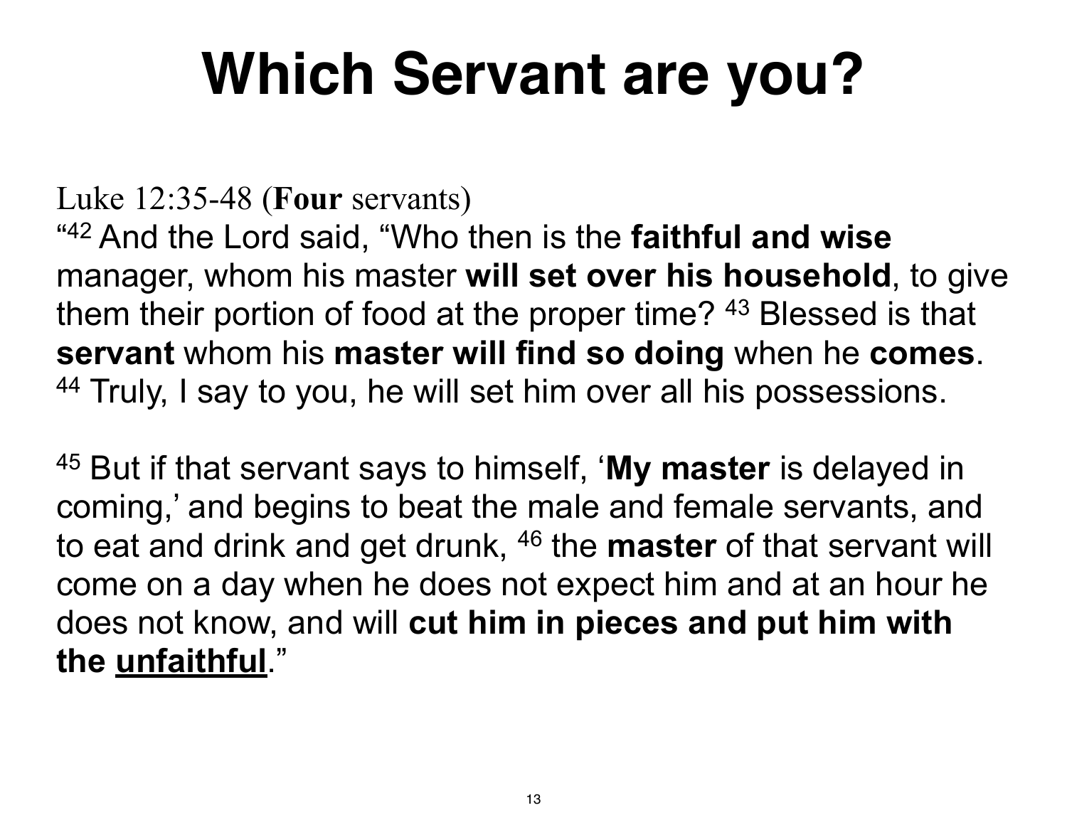# Which Servant are you?

Luke 12:35-48 (**Four** servants)
"[42] And the Lord said, "Who then is the **faithful and wise** manager, whom his master **will set over his household**, to give them their portion of food at the proper time? [43] Blessed is that **servant** whom his **master will find so doing** when he **comes**. [44] Truly, I say to you, he will set him over all his possessions.

[45] But if that servant says to himself, '**My master** is delayed in coming,' and begins to beat the male and female servants, and to eat and drink and get drunk, [46] the **master** of that servant will come on a day when he does not expect him and at an hour he does not know, and will **cut him in pieces and put him with the <u>unfaithful</u>**."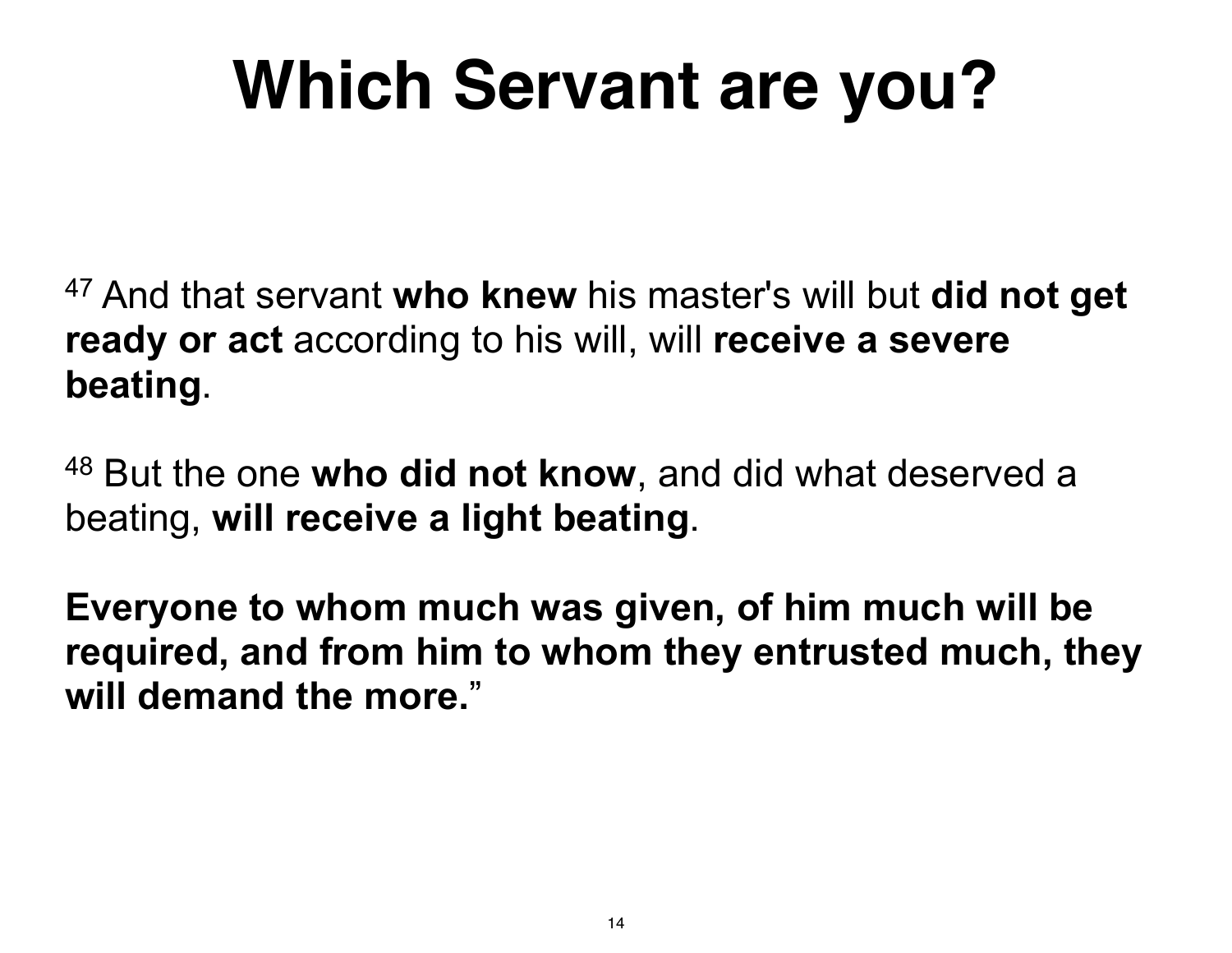# Which Servant are you?

[47] And that servant **who knew** his master's will but **did not get ready or act** according to his will, will **receive a severe beating**.

[48] But the one **who did not know**, and did what deserved a beating, **will receive a light beating**.

**Everyone to whom much was given, of him much will be required, and from him to whom they entrusted much, they will demand the more.**"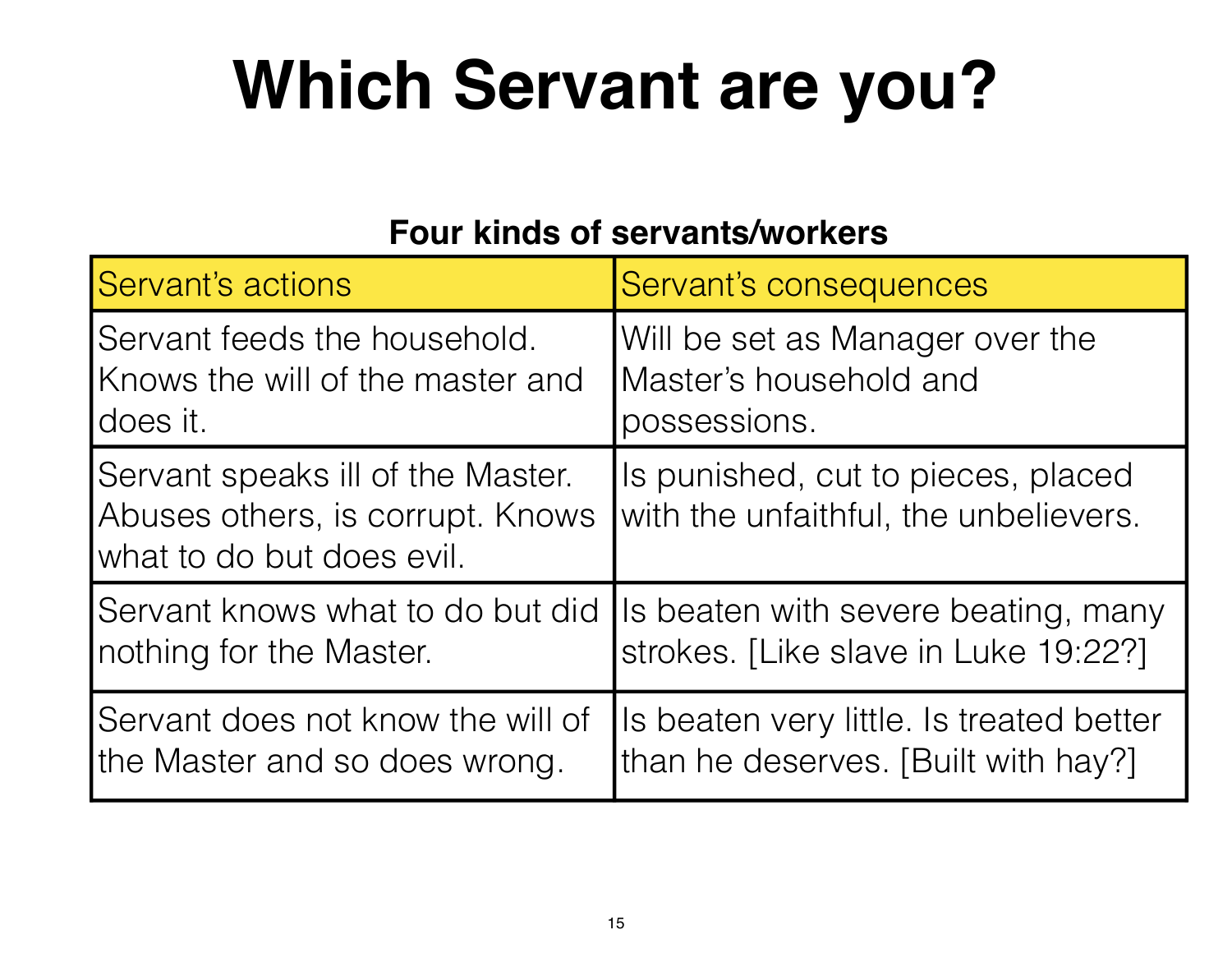# Which Servant are you?

**Four kinds of servants/workers**

| Servant's actions | Servant's consequences |
|---|---|
| Servant feeds the household. Knows the will of the master and does it. | Will be set as Manager over the Master's household and possessions. |
| Servant speaks ill of the Master. Abuses others, is corrupt. Knows what to do but does evil. | Is punished, cut to pieces, placed with the unfaithful, the unbelievers. |
| Servant knows what to do but did nothing for the Master. | Is beaten with severe beating, many strokes. [Like slave in Luke 19:22?] |
| Servant does not know the will of the Master and so does wrong. | Is beaten very little. Is treated better than he deserves. [Built with hay?] |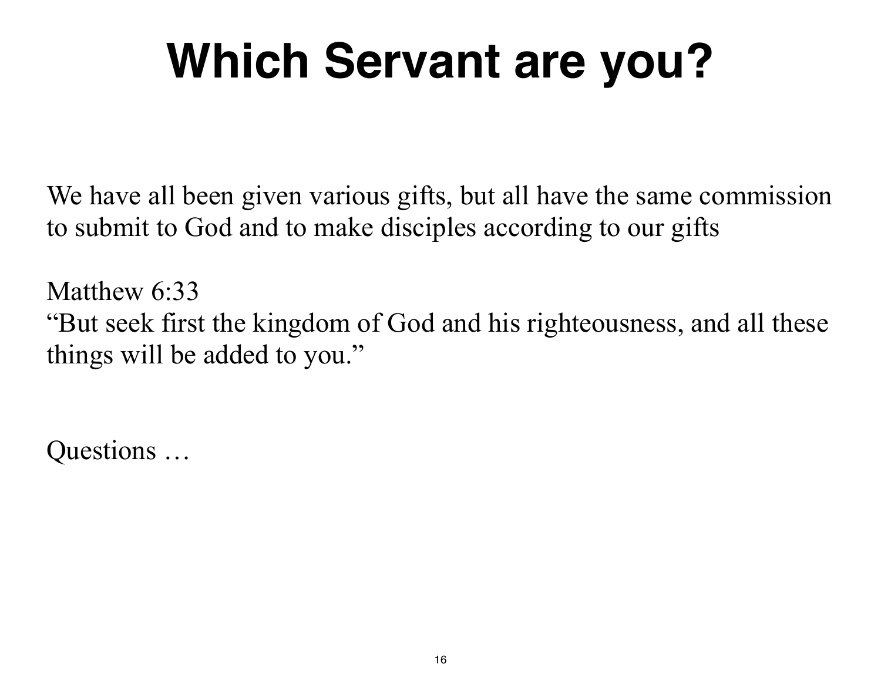# Which Servant are you?

We have all been given various gifts, but all have the same commission to submit to God and to make disciples according to our gifts

Matthew 6:33
“But seek first the kingdom of God and his righteousness, and all these things will be added to you.”

Questions …